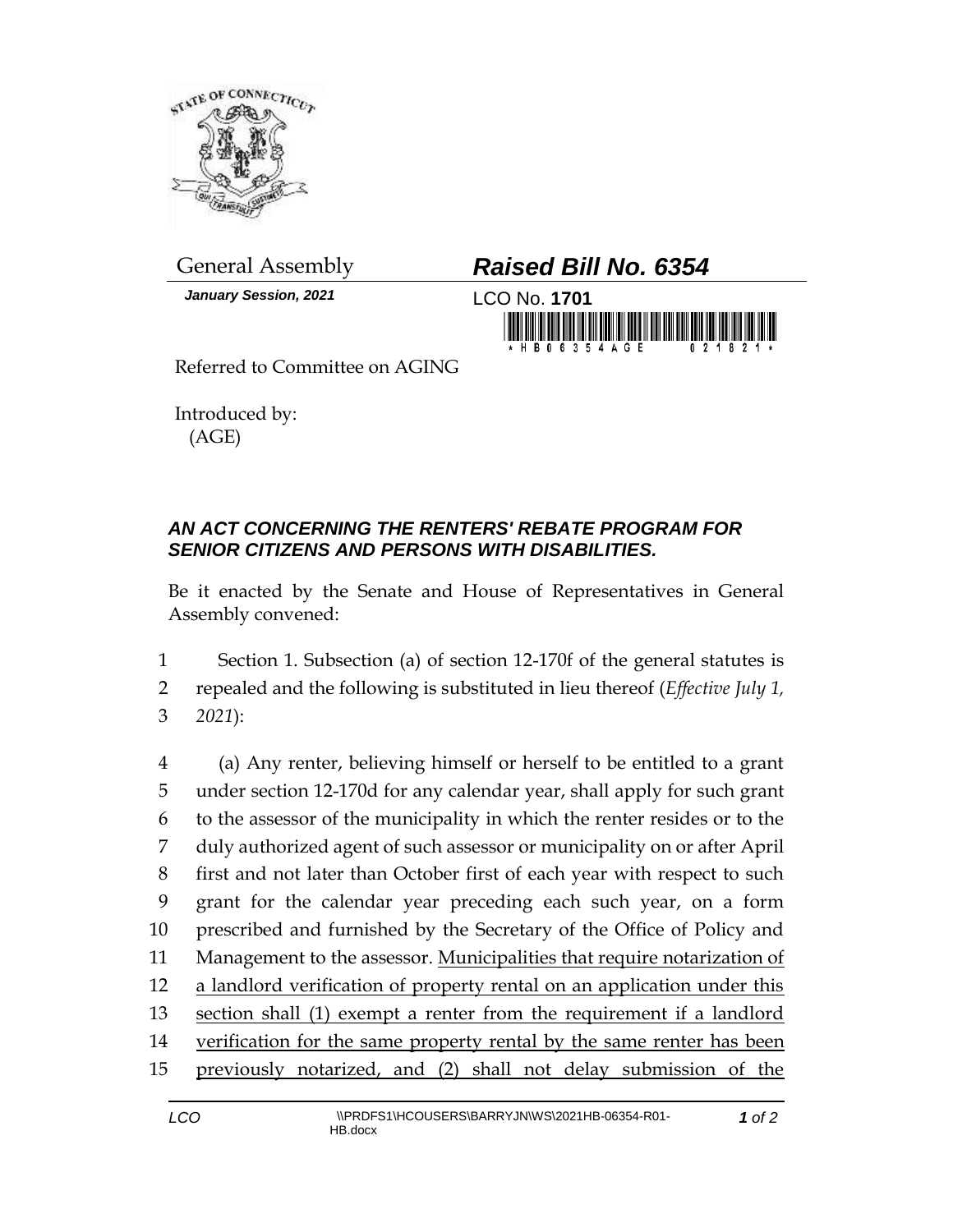General Assembly

***Raised Bill No. 6354***

***January Session, 2021***

LCO No. **1701**

Referred to Committee on AGING

Introduced by:
(AGE)

***AN ACT CONCERNING THE RENTERS' REBATE PROGRAM FOR SENIOR CITIZENS AND PERSONS WITH DISABILITIES.***

Be it enacted by the Senate and House of Representatives in General Assembly convened:

1 Section 1. Subsection (a) of section 12-170f of the general statutes is
2 repealed and the following is substituted in lieu thereof (*Effective July 1,*
3 *2021*):

4 (a) Any renter, believing himself or herself to be entitled to a grant
5 under section 12-170d for any calendar year, shall apply for such grant
6 to the assessor of the municipality in which the renter resides or to the
7 duly authorized agent of such assessor or municipality on or after April
8 first and not later than October first of each year with respect to such
9 grant for the calendar year preceding each such year, on a form
10 prescribed and furnished by the Secretary of the Office of Policy and
11 Management to the assessor. <u>Municipalities that require notarization of</u>
12 <u>a landlord verification of property rental on an application under this</u>
13 <u>section shall (1) exempt a renter from the requirement if a landlord</u>
14 <u>verification for the same property rental by the same renter has been</u>
15 <u>previously notarized, and (2) shall not delay submission of the</u>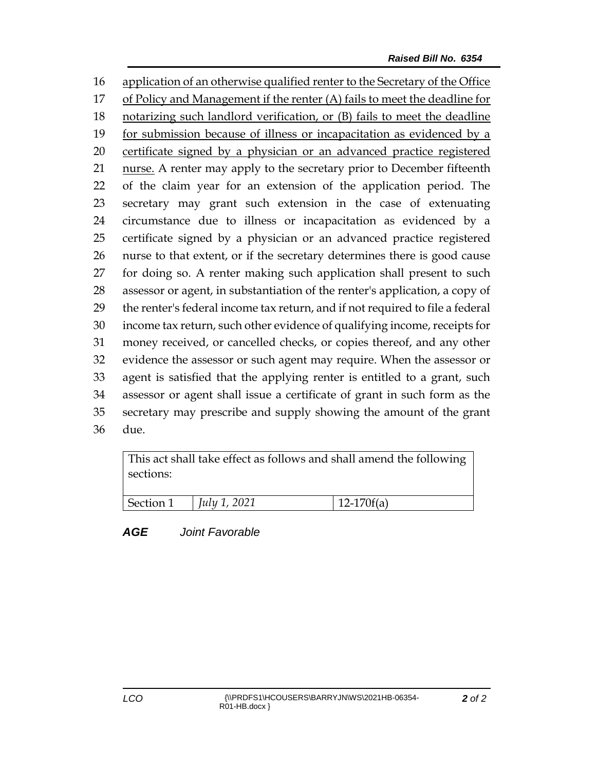application of an otherwise qualified renter to the Secretary of the Office of Policy and Management if the renter (A) fails to meet the deadline for notarizing such landlord verification, or (B) fails to meet the deadline for submission because of illness or incapacitation as evidenced by a certificate signed by a physician or an advanced practice registered nurse. A renter may apply to the secretary prior to December fifteenth of the claim year for an extension of the application period. The secretary may grant such extension in the case of extenuating circumstance due to illness or incapacitation as evidenced by a certificate signed by a physician or an advanced practice registered nurse to that extent, or if the secretary determines there is good cause for doing so. A renter making such application shall present to such assessor or agent, in substantiation of the renter's application, a copy of the renter's federal income tax return, and if not required to file a federal income tax return, such other evidence of qualifying income, receipts for money received, or cancelled checks, or copies thereof, and any other evidence the assessor or such agent may require. When the assessor or agent is satisfied that the applying renter is entitled to a grant, such assessor or agent shall issue a certificate of grant in such form as the secretary may prescribe and supply showing the amount of the grant due.

| This act shall take effect as follows and shall amend the following sections: | | |
|---|---|---|
| Section 1 | *July 1, 2021* | 12-170f(a) |

***AGE*** *Joint Favorable*